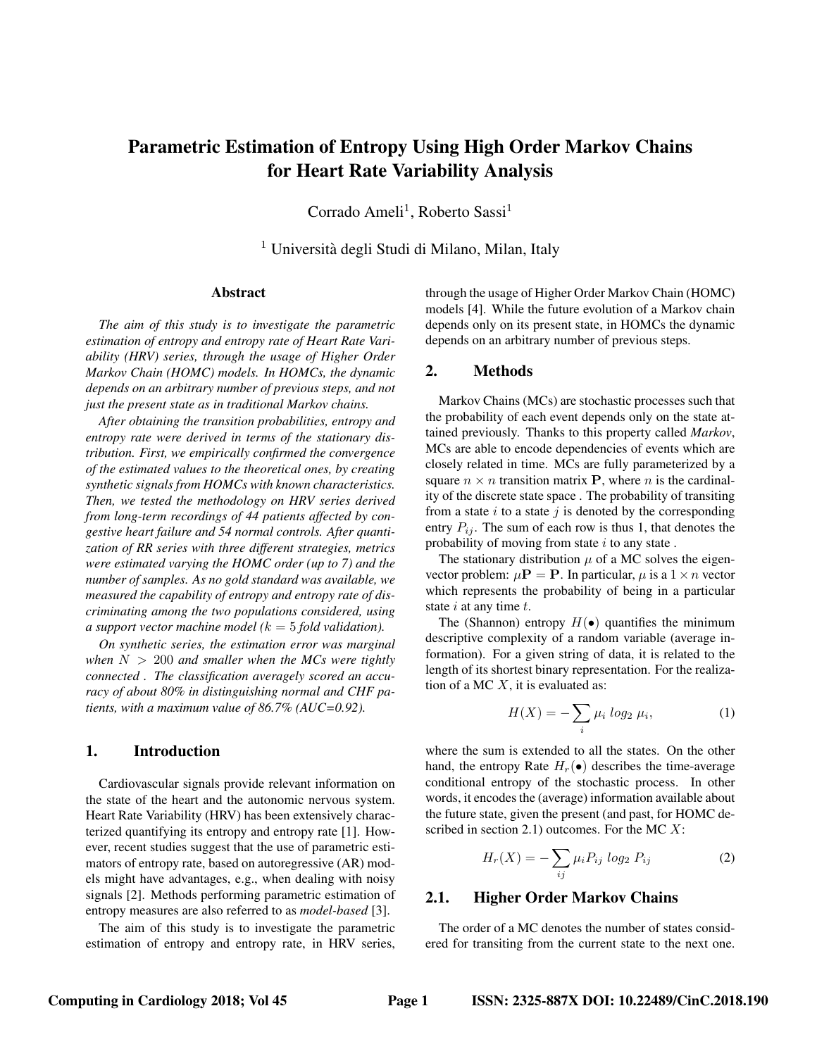# Parametric Estimation of Entropy Using High Order Markov Chains for Heart Rate Variability Analysis

Corrado Ameli[1], Roberto Sassi[1]

[1] Università degli Studi di Milano, Milan, Italy

## Abstract

*The aim of this study is to investigate the parametric estimation of entropy and entropy rate of Heart Rate Variability (HRV) series, through the usage of Higher Order Markov Chain (HOMC) models. In HOMCs, the dynamic depends on an arbitrary number of previous steps, and not just the present state as in traditional Markov chains.*

*After obtaining the transition probabilities, entropy and entropy rate were derived in terms of the stationary distribution. First, we empirically confirmed the convergence of the estimated values to the theoretical ones, by creating synthetic signals from HOMCs with known characteristics. Then, we tested the methodology on HRV series derived from long-term recordings of 44 patients affected by congestive heart failure and 54 normal controls. After quantization of RR series with three different strategies, metrics were estimated varying the HOMC order (up to 7) and the number of samples. As no gold standard was available, we measured the capability of entropy and entropy rate of discriminating among the two populations considered, using a support vector machine model ($k = 5$ fold validation).*

*On synthetic series, the estimation error was marginal when $N > 200$ and smaller when the MCs were tightly connected . The classification averagely scored an accuracy of about 80% in distinguishing normal and CHF patients, with a maximum value of 86.7% (AUC=0.92).*

## 1. Introduction

Cardiovascular signals provide relevant information on the state of the heart and the autonomic nervous system. Heart Rate Variability (HRV) has been extensively characterized quantifying its entropy and entropy rate [1]. However, recent studies suggest that the use of parametric estimators of entropy rate, based on autoregressive (AR) models might have advantages, e.g., when dealing with noisy signals [2]. Methods performing parametric estimation of entropy measures are also referred to as *model-based* [3].

The aim of this study is to investigate the parametric estimation of entropy and entropy rate, in HRV series, through the usage of Higher Order Markov Chain (HOMC) models [4]. While the future evolution of a Markov chain depends only on its present state, in HOMCs the dynamic depends on an arbitrary number of previous steps.

## 2. Methods

Markov Chains (MCs) are stochastic processes such that the probability of each event depends only on the state attained previously. Thanks to this property called *Markov*, MCs are able to encode dependencies of events which are closely related in time. MCs are fully parameterized by a square $n \times n$ transition matrix $\mathbf{P}$, where $n$ is the cardinality of the discrete state space . The probability of transiting from a state $i$ to a state $j$ is denoted by the corresponding entry $P_{ij}$. The sum of each row is thus 1, that denotes the probability of moving from state $i$ to any state .

The stationary distribution $\mu$ of a MC solves the eigenvector problem: $\mu\mathbf{P} = \mathbf{P}$. In particular, $\mu$ is a $1 \times n$ vector which represents the probability of being in a particular state $i$ at any time $t$.

The (Shannon) entropy $H(\bullet)$ quantifies the minimum descriptive complexity of a random variable (average information). For a given string of data, it is related to the length of its shortest binary representation. For the realization of a MC $X$, it is evaluated as:

$$H(X) = -\sum_i \mu_i \; log_2 \; \mu_i, \tag{1}$$

where the sum is extended to all the states. On the other hand, the entropy Rate $H_r(\bullet)$ describes the time-average conditional entropy of the stochastic process. In other words, it encodes the (average) information available about the future state, given the present (and past, for HOMC described in section 2.1) outcomes. For the MC $X$:

$$H_r(X) = -\sum_{ij} \mu_i P_{ij} \; log_2 \; P_{ij} \tag{2}$$

### 2.1. Higher Order Markov Chains

The order of a MC denotes the number of states considered for transiting from the current state to the next one.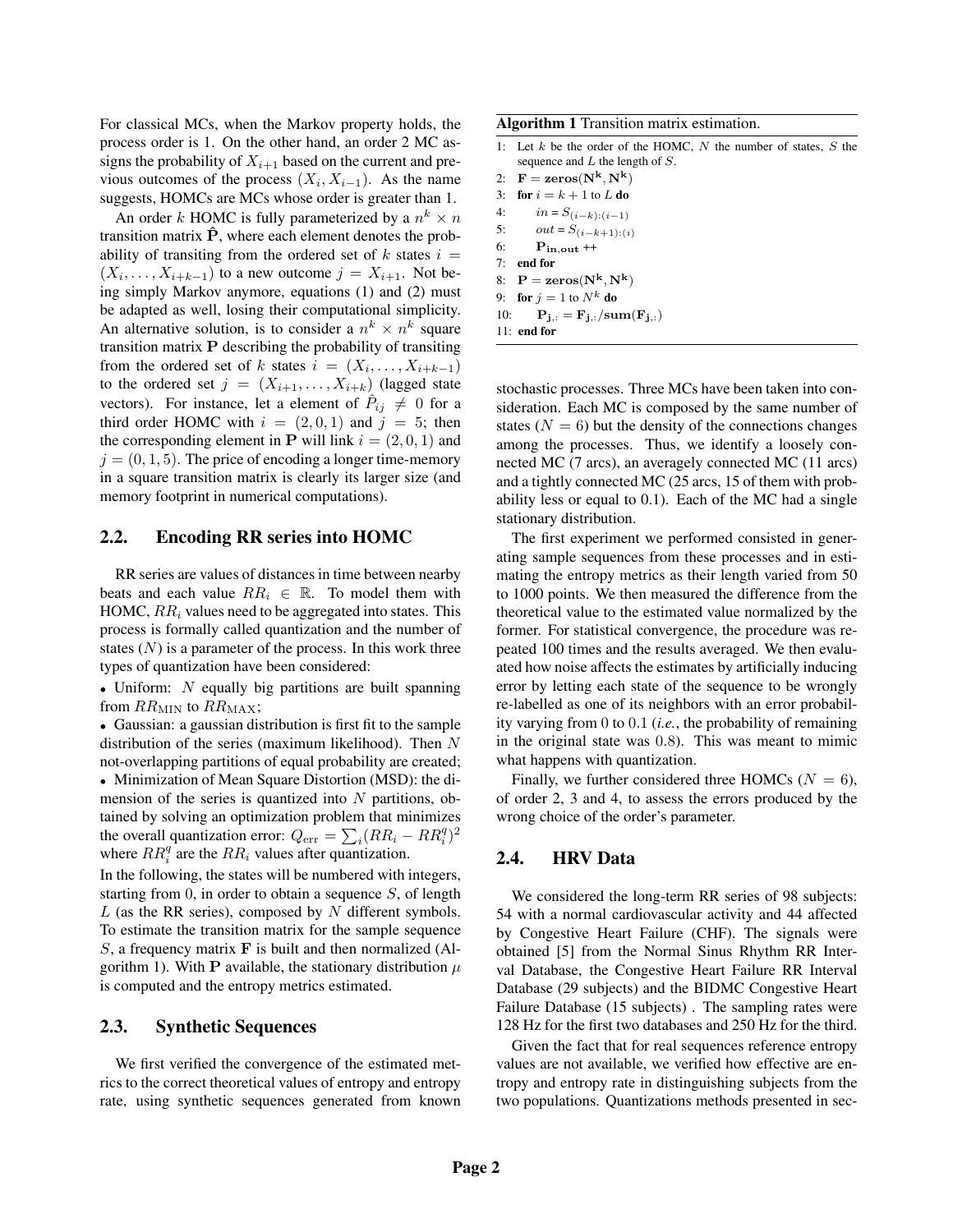For classical MCs, when the Markov property holds, the process order is 1. On the other hand, an order 2 MC assigns the probability of $X_{i+1}$ based on the current and previous outcomes of the process $(X_i, X_{i-1})$. As the name suggests, HOMCs are MCs whose order is greater than 1.

An order $k$ HOMC is fully parameterized by a $n^k \times n$ transition matrix $\hat{\mathbf{P}}$, where each element denotes the probability of transiting from the ordered set of $k$ states $i = (X_i, \ldots, X_{i+k-1})$ to a new outcome $j = X_{i+1}$. Not being simply Markov anymore, equations (1) and (2) must be adapted as well, losing their computational simplicity. An alternative solution, is to consider a $n^k \times n^k$ square transition matrix $\mathbf{P}$ describing the probability of transiting from the ordered set of $k$ states $i = (X_i, \ldots, X_{i+k-1})$ to the ordered set $j = (X_{i+1}, \ldots, X_{i+k})$ (lagged state vectors). For instance, let a element of $\hat{P}_{ij} \neq 0$ for a third order HOMC with $i = (2, 0, 1)$ and $j = 5$; then the corresponding element in $\mathbf{P}$ will link $i = (2, 0, 1)$ and $j = (0, 1, 5)$. The price of encoding a longer time-memory in a square transition matrix is clearly its larger size (and memory footprint in numerical computations).

## 2.2. Encoding RR series into HOMC

RR series are values of distances in time between nearby beats and each value $RR_i \in \mathbb{R}$. To model them with HOMC, $RR_i$ values need to be aggregated into states. This process is formally called quantization and the number of states ($N$) is a parameter of the process. In this work three types of quantization have been considered:

- Uniform: $N$ equally big partitions are built spanning from $RR_{\text{MIN}}$ to $RR_{\text{MAX}}$;
- Gaussian: a gaussian distribution is first fit to the sample distribution of the series (maximum likelihood). Then $N$ not-overlapping partitions of equal probability are created;
- Minimization of Mean Square Distortion (MSD): the dimension of the series is quantized into $N$ partitions, obtained by solving an optimization problem that minimizes the overall quantization error: $Q_{\text{err}} = \sum_i (RR_i - RR_i^q)^2$ where $RR_i^q$ are the $RR_i$ values after quantization.

In the following, the states will be numbered with integers, starting from 0, in order to obtain a sequence $S$, of length $L$ (as the RR series), composed by $N$ different symbols. To estimate the transition matrix for the sample sequence $S$, a frequency matrix $\mathbf{F}$ is built and then normalized (Algorithm 1). With $\mathbf{P}$ available, the stationary distribution $\mu$ is computed and the entropy metrics estimated.

**Algorithm 1** Transition matrix estimation.

```
1:  Let k be the order of the HOMC, N the number of states, S the
    sequence and L the length of S.
2:  F = zeros(N^k, N^k)
3:  for i = k + 1 to L do
4:      in = S_{(i-k):(i-1)}
5:      out = S_{(i-k+1):(i)}
6:      P_{in,out} ++
7:  end for
8:  P = zeros(N^k, N^k)
9:  for j = 1 to N^k do
10:     P_{j,:} = F_{j,:}/sum(F_{j,:})
11: end for
```

## 2.3. Synthetic Sequences

We first verified the convergence of the estimated metrics to the correct theoretical values of entropy and entropy rate, using synthetic sequences generated from known stochastic processes. Three MCs have been taken into consideration. Each MC is composed by the same number of states ($N = 6$) but the density of the connections changes among the processes. Thus, we identify a loosely connected MC (7 arcs), an averagely connected MC (11 arcs) and a tightly connected MC (25 arcs, 15 of them with probability less or equal to 0.1). Each of the MC had a single stationary distribution.

The first experiment we performed consisted in generating sample sequences from these processes and in estimating the entropy metrics as their length varied from 50 to 1000 points. We then measured the difference from the theoretical value to the estimated value normalized by the former. For statistical convergence, the procedure was repeated 100 times and the results averaged. We then evaluated how noise affects the estimates by artificially inducing error by letting each state of the sequence to be wrongly re-labelled as one of its neighbors with an error probability varying from 0 to 0.1 (*i.e.*, the probability of remaining in the original state was 0.8). This was meant to mimic what happens with quantization.

Finally, we further considered three HOMCs ($N = 6$), of order 2, 3 and 4, to assess the errors produced by the wrong choice of the order's parameter.

## 2.4. HRV Data

We considered the long-term RR series of 98 subjects: 54 with a normal cardiovascular activity and 44 affected by Congestive Heart Failure (CHF). The signals were obtained [5] from the Normal Sinus Rhythm RR Interval Database, the Congestive Heart Failure RR Interval Database (29 subjects) and the BIDMC Congestive Heart Failure Database (15 subjects) . The sampling rates were 128 Hz for the first two databases and 250 Hz for the third.

Given the fact that for real sequences reference entropy values are not available, we verified how effective are entropy and entropy rate in distinguishing subjects from the two populations. Quantizations methods presented in sec-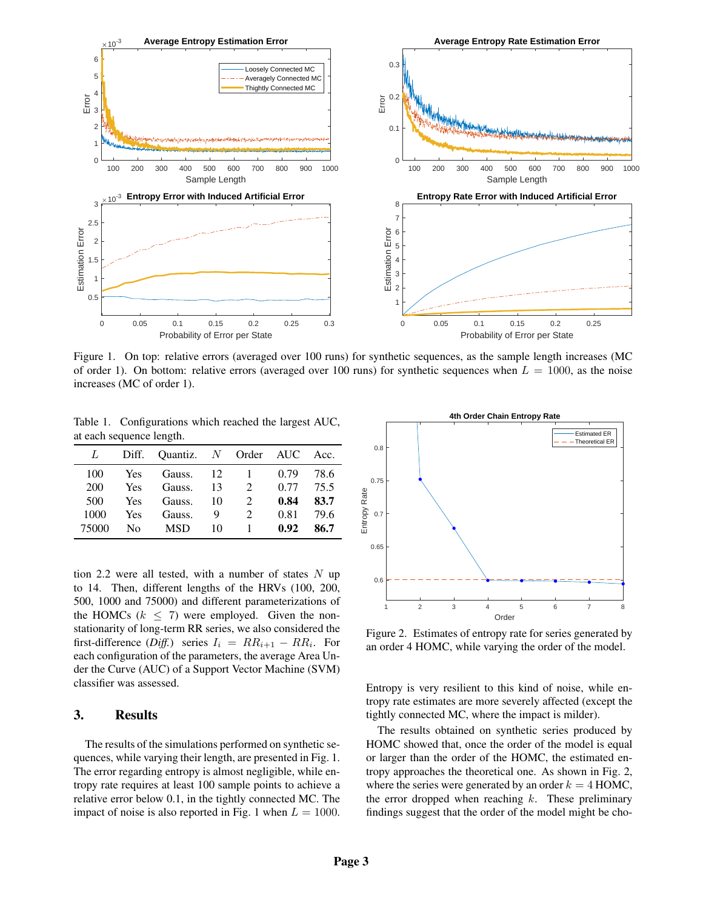Figure 1. On top: relative errors (averaged over 100 runs) for synthetic sequences, as the sample length increases (MC of order 1). On bottom: relative errors (averaged over 100 runs) for synthetic sequences when $L = 1000$, as the noise increases (MC of order 1).

Table 1. Configurations which reached the largest AUC, at each sequence length.

| $L$ | Diff. | Quantiz. | $N$ | Order | AUC | Acc. |
|---|---|---|---|---|---|---|
| 100 | Yes | Gauss. | 12 | 1 | 0.79 | 78.6 |
| 200 | Yes | Gauss. | 13 | 2 | 0.77 | 75.5 |
| 500 | Yes | Gauss. | 10 | 2 | **0.84** | **83.7** |
| 1000 | Yes | Gauss. | 9 | 2 | 0.81 | 79.6 |
| 75000 | No | MSD | 10 | 1 | **0.92** | **86.7** |

tion 2.2 were all tested, with a number of states $N$ up to 14. Then, different lengths of the HRVs (100, 200, 500, 1000 and 75000) and different parameterizations of the HOMCs ($k \leq 7$) were employed. Given the non-stationarity of long-term RR series, we also considered the first-difference (*Diff.*) series $I_i = RR_{i+1} - RR_i$. For each configuration of the parameters, the average Area Under the Curve (AUC) of a Support Vector Machine (SVM) classifier was assessed.

## 3. Results

The results of the simulations performed on synthetic sequences, while varying their length, are presented in Fig. 1. The error regarding entropy is almost negligible, while entropy rate requires at least 100 sample points to achieve a relative error below 0.1, in the tightly connected MC. The impact of noise is also reported in Fig. 1 when $L = 1000$.

Figure 2. Estimates of entropy rate for series generated by an order 4 HOMC, while varying the order of the model.

Entropy is very resilient to this kind of noise, while entropy rate estimates are more severely affected (except the tightly connected MC, where the impact is milder).

The results obtained on synthetic series produced by HOMC showed that, once the order of the model is equal or larger than the order of the HOMC, the estimated entropy approaches the theoretical one. As shown in Fig. 2, where the series were generated by an order $k = 4$ HOMC, the error dropped when reaching $k$. These preliminary findings suggest that the order of the model might be cho-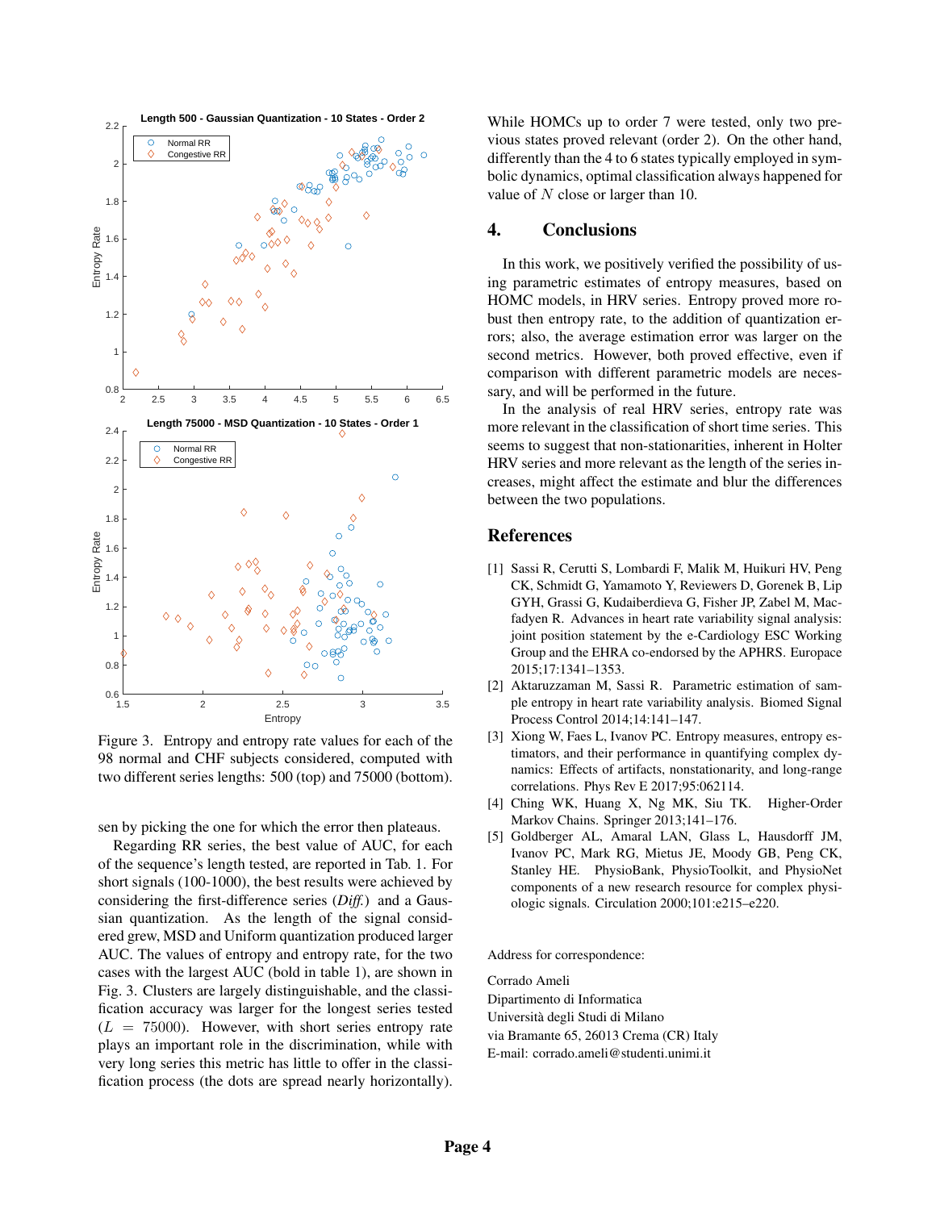Length 500 - Gaussian Quantization - 10 States - Order 2

Normal RR
Congestive RR

Entropy Rate

2.2
2
1.8
1.6
1.4
1.2
1
0.8

2 2.5 3 3.5 4 4.5 5 5.5 6 6.5

Length 75000 - MSD Quantization - 10 States - Order 1

Normal RR
Congestive RR

Entropy Rate

2.4
2.2
2
1.8
1.6
1.4
1.2
1
0.8
0.6

1.5 2 2.5 3 3.5

Entropy

Figure 3. Entropy and entropy rate values for each of the 98 normal and CHF subjects considered, computed with two different series lengths: 500 (top) and 75000 (bottom).

sen by picking the one for which the error then plateaus.

Regarding RR series, the best value of AUC, for each of the sequence's length tested, are reported in Tab. 1. For short signals (100-1000), the best results were achieved by considering the first-difference series (*Diff.*) and a Gaussian quantization. As the length of the signal considered grew, MSD and Uniform quantization produced larger AUC. The values of entropy and entropy rate, for the two cases with the largest AUC (bold in table 1), are shown in Fig. 3. Clusters are largely distinguishable, and the classification accuracy was larger for the longest series tested ($L = 75000$). However, with short series entropy rate plays an important role in the discrimination, while with very long series this metric has little to offer in the classification process (the dots are spread nearly horizontally).

While HOMCs up to order 7 were tested, only two previous states proved relevant (order 2). On the other hand, differently than the 4 to 6 states typically employed in symbolic dynamics, optimal classification always happened for value of $N$ close or larger than 10.

## 4. Conclusions

In this work, we positively verified the possibility of using parametric estimates of entropy measures, based on HOMC models, in HRV series. Entropy proved more robust then entropy rate, to the addition of quantization errors; also, the average estimation error was larger on the second metrics. However, both proved effective, even if comparison with different parametric models are necessary, and will be performed in the future.

In the analysis of real HRV series, entropy rate was more relevant in the classification of short time series. This seems to suggest that non-stationarities, inherent in Holter HRV series and more relevant as the length of the series increases, might affect the estimate and blur the differences between the two populations.

## References

[1] Sassi R, Cerutti S, Lombardi F, Malik M, Huikuri HV, Peng CK, Schmidt G, Yamamoto Y, Reviewers D, Gorenek B, Lip GYH, Grassi G, Kudaiberdieva G, Fisher JP, Zabel M, Macfadyen R. Advances in heart rate variability signal analysis: joint position statement by the e-Cardiology ESC Working Group and the EHRA co-endorsed by the APHRS. Europace 2015;17:1341–1353.

[2] Aktaruzzaman M, Sassi R. Parametric estimation of sample entropy in heart rate variability analysis. Biomed Signal Process Control 2014;14:141–147.

[3] Xiong W, Faes L, Ivanov PC. Entropy measures, entropy estimators, and their performance in quantifying complex dynamics: Effects of artifacts, nonstationarity, and long-range correlations. Phys Rev E 2017;95:062114.

[4] Ching WK, Huang X, Ng MK, Siu TK. Higher-Order Markov Chains. Springer 2013;141–176.

[5] Goldberger AL, Amaral LAN, Glass L, Hausdorff JM, Ivanov PC, Mark RG, Mietus JE, Moody GB, Peng CK, Stanley HE. PhysioBank, PhysioToolkit, and PhysioNet components of a new research resource for complex physiologic signals. Circulation 2000;101:e215–e220.

Address for correspondence:

Corrado Ameli
Dipartimento di Informatica
Università degli Studi di Milano
via Bramante 65, 26013 Crema (CR) Italy
E-mail: corrado.ameli@studenti.unimi.it